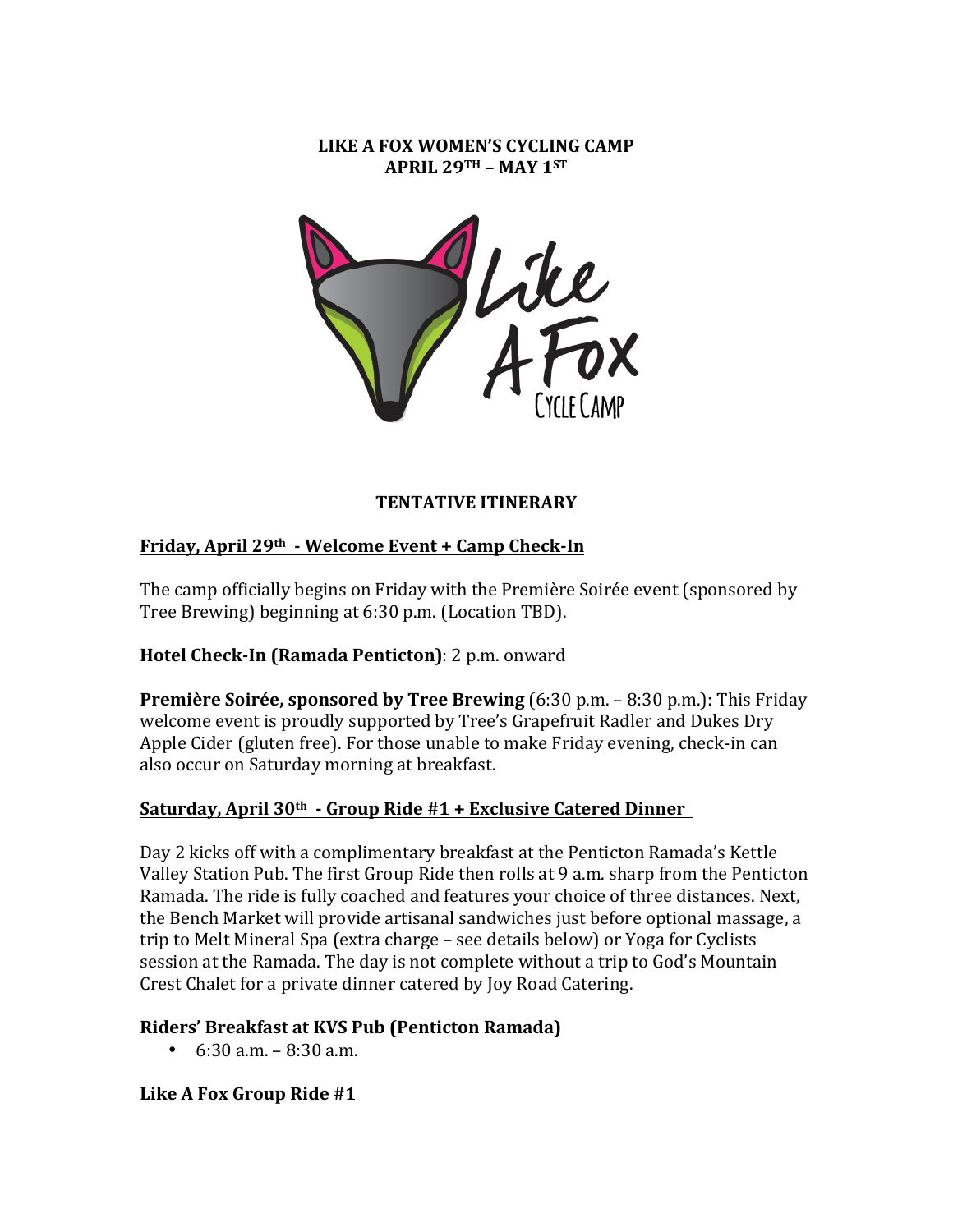# LIKE A FOX WOMEN'S CYCLING CAMP
## APRIL 29TH – MAY 1ST

### TENTATIVE ITINERARY

**Friday, April 29th - Welcome Event + Camp Check-In**

The camp officially begins on Friday with the Première Soirée event (sponsored by Tree Brewing) beginning at 6:30 p.m. (Location TBD).

**Hotel Check-In (Ramada Penticton)**: 2 p.m. onward

**Première Soirée, sponsored by Tree Brewing** (6:30 p.m. – 8:30 p.m.): This Friday welcome event is proudly supported by Tree's Grapefruit Radler and Dukes Dry Apple Cider (gluten free). For those unable to make Friday evening, check-in can also occur on Saturday morning at breakfast.

**Saturday, April 30th - Group Ride #1 + Exclusive Catered Dinner**

Day 2 kicks off with a complimentary breakfast at the Penticton Ramada's Kettle Valley Station Pub. The first Group Ride then rolls at 9 a.m. sharp from the Penticton Ramada. The ride is fully coached and features your choice of three distances. Next, the Bench Market will provide artisanal sandwiches just before optional massage, a trip to Melt Mineral Spa (extra charge – see details below) or Yoga for Cyclists session at the Ramada. The day is not complete without a trip to God's Mountain Crest Chalet for a private dinner catered by Joy Road Catering.

**Riders' Breakfast at KVS Pub (Penticton Ramada)**

- 6:30 a.m. – 8:30 a.m.

**Like A Fox Group Ride #1**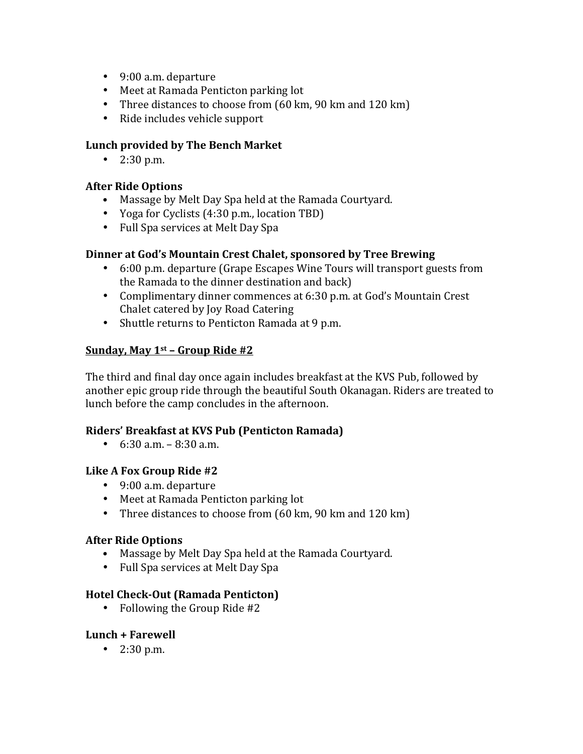- 9:00 a.m. departure
- Meet at Ramada Penticton parking lot
- Three distances to choose from (60 km, 90 km and 120 km)
- Ride includes vehicle support

**Lunch provided by The Bench Market**

- 2:30 p.m.

**After Ride Options**

- Massage by Melt Day Spa held at the Ramada Courtyard.
- Yoga for Cyclists (4:30 p.m., location TBD)
- Full Spa services at Melt Day Spa

**Dinner at God's Mountain Crest Chalet, sponsored by Tree Brewing**

- 6:00 p.m. departure (Grape Escapes Wine Tours will transport guests from the Ramada to the dinner destination and back)
- Complimentary dinner commences at 6:30 p.m. at God's Mountain Crest Chalet catered by Joy Road Catering
- Shuttle returns to Penticton Ramada at 9 p.m.

**<u>Sunday, May 1st – Group Ride #2</u>**

The third and final day once again includes breakfast at the KVS Pub, followed by another epic group ride through the beautiful South Okanagan. Riders are treated to lunch before the camp concludes in the afternoon.

**Riders' Breakfast at KVS Pub (Penticton Ramada)**

- 6:30 a.m. – 8:30 a.m.

**Like A Fox Group Ride #2**

- 9:00 a.m. departure
- Meet at Ramada Penticton parking lot
- Three distances to choose from (60 km, 90 km and 120 km)

**After Ride Options**

- Massage by Melt Day Spa held at the Ramada Courtyard.
- Full Spa services at Melt Day Spa

**Hotel Check-Out (Ramada Penticton)**

- Following the Group Ride #2

**Lunch + Farewell**

- 2:30 p.m.